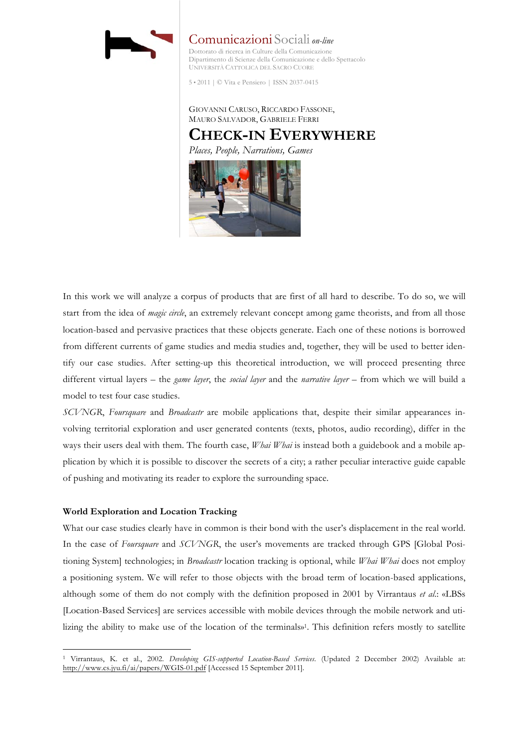Comunicazioni Sociali *on-line*

Dottorato di ricerca in Culture della Comunicazione
Dipartimento di Scienze della Comunicazione e dello Spettacolo
UNIVERSITÀ CATTOLICA DEL SACRO CUORE

5 • 2011 | © Vita e Pensiero | ISSN 2037-0415

GIOVANNI CARUSO, RICCARDO FASSONE,
MAURO SALVADOR, GABRIELE FERRI

# CHECK-IN EVERYWHERE

*Places, People, Narrations, Games*

In this work we will analyze a corpus of products that are first of all hard to describe. To do so, we will start from the idea of *magic circle*, an extremely relevant concept among game theorists, and from all those location-based and pervasive practices that these objects generate. Each one of these notions is borrowed from different currents of game studies and media studies and, together, they will be used to better identify our case studies. After setting-up this theoretical introduction, we will proceed presenting three different virtual layers – the *game layer*, the *social layer* and the *narrative layer* – from which we will build a model to test four case studies.

*SCVNGR*, *Foursquare* and *Broadcastr* are mobile applications that, despite their similar appearances involving territorial exploration and user generated contents (texts, photos, audio recording), differ in the ways their users deal with them. The fourth case, *Whai Whai* is instead both a guidebook and a mobile application by which it is possible to discover the secrets of a city; a rather peculiar interactive guide capable of pushing and motivating its reader to explore the surrounding space.

## World Exploration and Location Tracking

What our case studies clearly have in common is their bond with the user's displacement in the real world. In the case of *Foursquare* and *SCVNGR*, the user's movements are tracked through GPS [Global Positioning System] technologies; in *Broadcastr* location tracking is optional, while *Whai Whai* does not employ a positioning system. We will refer to those objects with the broad term of location-based applications, although some of them do not comply with the definition proposed in 2001 by Virrantaus *et al.*: «LBSs [Location-Based Services] are services accessible with mobile devices through the mobile network and utilizing the ability to make use of the location of the terminals»[1]. This definition refers mostly to satellite

---

[1] Virrantaus, K. et al., 2002. *Developing GIS-supported Location-Based Services*. (Updated 2 December 2002) Available at: http://www.cs.jyu.fi/ai/papers/WGIS-01.pdf [Accessed 15 September 2011].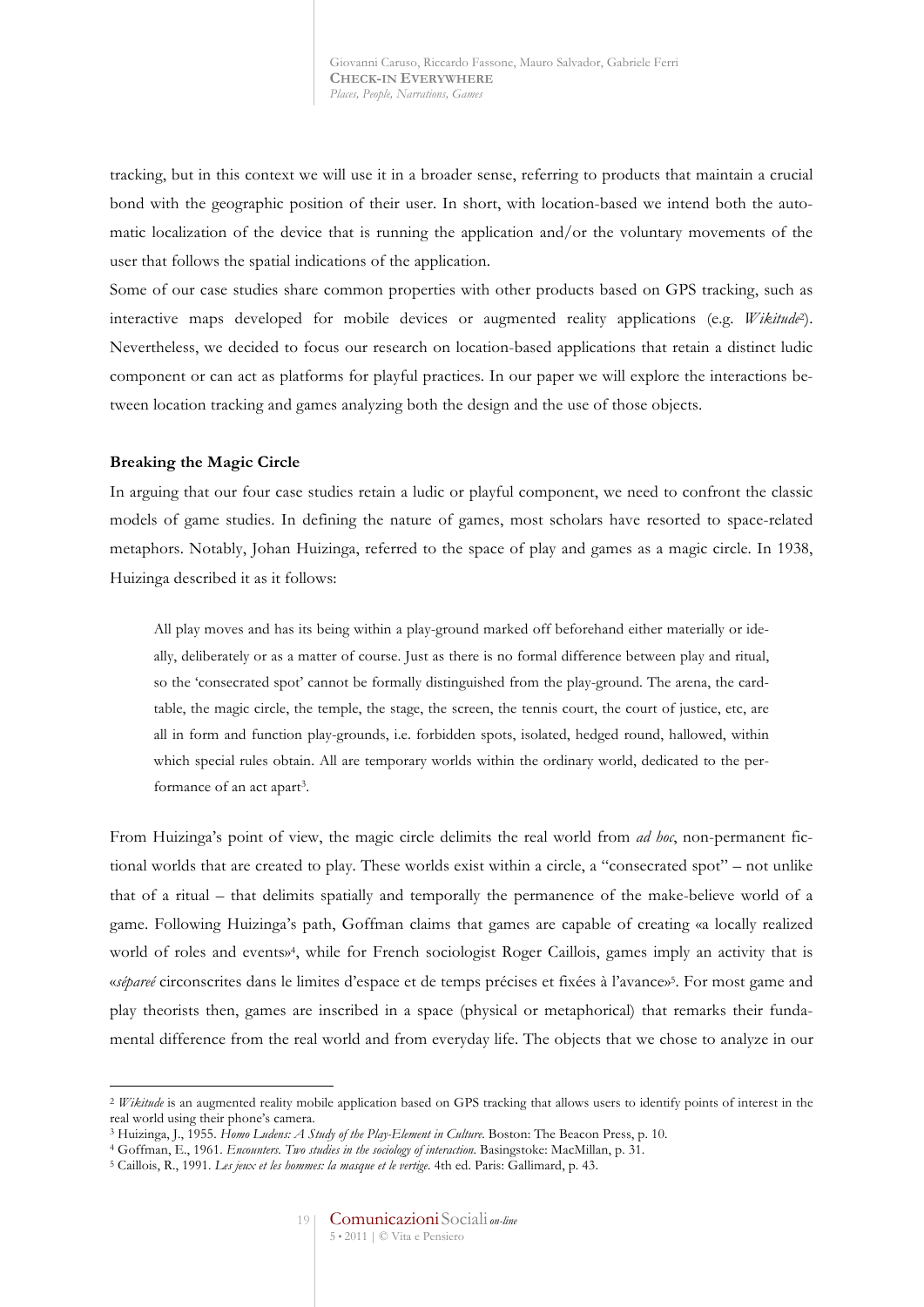tracking, but in this context we will use it in a broader sense, referring to products that maintain a crucial bond with the geographic position of their user. In short, with location-based we intend both the automatic localization of the device that is running the application and/or the voluntary movements of the user that follows the spatial indications of the application.

Some of our case studies share common properties with other products based on GPS tracking, such as interactive maps developed for mobile devices or augmented reality applications (e.g. *Wikitude*[2]). Nevertheless, we decided to focus our research on location-based applications that retain a distinct ludic component or can act as platforms for playful practices. In our paper we will explore the interactions between location tracking and games analyzing both the design and the use of those objects.

**Breaking the Magic Circle**

In arguing that our four case studies retain a ludic or playful component, we need to confront the classic models of game studies. In defining the nature of games, most scholars have resorted to space-related metaphors. Notably, Johan Huizinga, referred to the space of play and games as a magic circle. In 1938, Huizinga described it as it follows:

> All play moves and has its being within a play-ground marked off beforehand either materially or ideally, deliberately or as a matter of course. Just as there is no formal difference between play and ritual, so the 'consecrated spot' cannot be formally distinguished from the play-ground. The arena, the card-table, the magic circle, the temple, the stage, the screen, the tennis court, the court of justice, etc, are all in form and function play-grounds, i.e. forbidden spots, isolated, hedged round, hallowed, within which special rules obtain. All are temporary worlds within the ordinary world, dedicated to the performance of an act apart[3].

From Huizinga's point of view, the magic circle delimits the real world from *ad hoc*, non-permanent fictional worlds that are created to play. These worlds exist within a circle, a "consecrated spot" – not unlike that of a ritual – that delimits spatially and temporally the permanence of the make-believe world of a game. Following Huizinga's path, Goffman claims that games are capable of creating «a locally realized world of roles and events»[4], while for French sociologist Roger Caillois, games imply an activity that is «*sépareé* circonscrites dans le limites d'espace et de temps précises et fixées à l'avance»[5]. For most game and play theorists then, games are inscribed in a space (physical or metaphorical) that remarks their fundamental difference from the real world and from everyday life. The objects that we chose to analyze in our

---

[2] *Wikitude* is an augmented reality mobile application based on GPS tracking that allows users to identify points of interest in the real world using their phone's camera.

[3] Huizinga, J., 1955. *Homo Ludens: A Study of the Play-Element in Culture*. Boston: The Beacon Press, p. 10.

[4] Goffman, E., 1961. *Encounters. Two studies in the sociology of interaction*. Basingstoke: MacMillan, p. 31.

[5] Caillois, R., 1991. *Les jeux et les hommes: la masque et le vertige*. 4th ed. Paris: Gallimard, p. 43.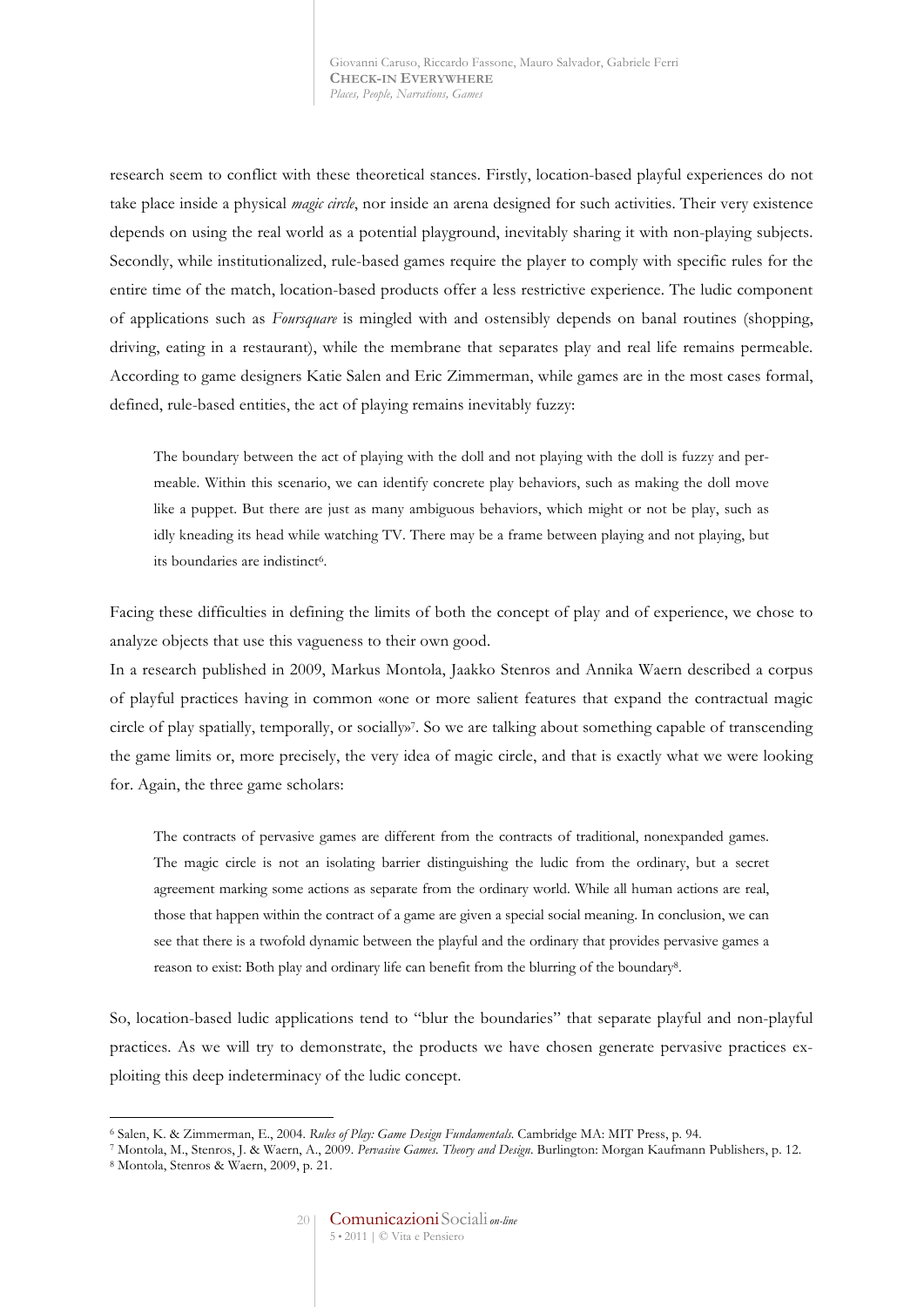research seem to conflict with these theoretical stances. Firstly, location-based playful experiences do not take place inside a physical *magic circle*, nor inside an arena designed for such activities. Their very existence depends on using the real world as a potential playground, inevitably sharing it with non-playing subjects. Secondly, while institutionalized, rule-based games require the player to comply with specific rules for the entire time of the match, location-based products offer a less restrictive experience. The ludic component of applications such as *Foursquare* is mingled with and ostensibly depends on banal routines (shopping, driving, eating in a restaurant), while the membrane that separates play and real life remains permeable. According to game designers Katie Salen and Eric Zimmerman, while games are in the most cases formal, defined, rule-based entities, the act of playing remains inevitably fuzzy:

> The boundary between the act of playing with the doll and not playing with the doll is fuzzy and permeable. Within this scenario, we can identify concrete play behaviors, such as making the doll move like a puppet. But there are just as many ambiguous behaviors, which might or not be play, such as idly kneading its head while watching TV. There may be a frame between playing and not playing, but its boundaries are indistinct[6].

Facing these difficulties in defining the limits of both the concept of play and of experience, we chose to analyze objects that use this vagueness to their own good.

In a research published in 2009, Markus Montola, Jaakko Stenros and Annika Waern described a corpus of playful practices having in common «one or more salient features that expand the contractual magic circle of play spatially, temporally, or socially»[7]. So we are talking about something capable of transcending the game limits or, more precisely, the very idea of magic circle, and that is exactly what we were looking for. Again, the three game scholars:

> The contracts of pervasive games are different from the contracts of traditional, nonexpanded games. The magic circle is not an isolating barrier distinguishing the ludic from the ordinary, but a secret agreement marking some actions as separate from the ordinary world. While all human actions are real, those that happen within the contract of a game are given a special social meaning. In conclusion, we can see that there is a twofold dynamic between the playful and the ordinary that provides pervasive games a reason to exist: Both play and ordinary life can benefit from the blurring of the boundary[8].

So, location-based ludic applications tend to "blur the boundaries" that separate playful and non-playful practices. As we will try to demonstrate, the products we have chosen generate pervasive practices exploiting this deep indeterminacy of the ludic concept.

---

[6] Salen, K. & Zimmerman, E., 2004. *Rules of Play: Game Design Fundamentals*. Cambridge MA: MIT Press, p. 94.

[7] Montola, M., Stenros, J. & Waern, A., 2009. *Pervasive Games. Theory and Design*. Burlington: Morgan Kaufmann Publishers, p. 12.

[8] Montola, Stenros & Waern, 2009, p. 21.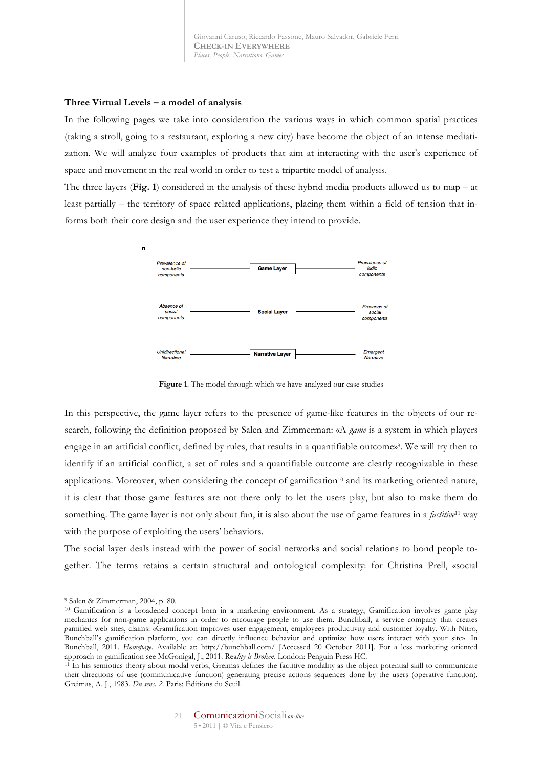**Three Virtual Levels – a model of analysis**

In the following pages we take into consideration the various ways in which common spatial practices (taking a stroll, going to a restaurant, exploring a new city) have become the object of an intense mediatization. We will analyze four examples of products that aim at interacting with the user's experience of space and movement in the real world in order to test a tripartite model of analysis.

The three layers (**Fig. 1**) considered in the analysis of these hybrid media products allowed us to map – at least partially – the territory of space related applications, placing them within a field of tension that informs both their core design and the user experience they intend to provide.

| | | |
|---|---|---|
| *Prevalence of non-ludic components* | **Game Layer** | *Prevalence of ludic components* |
| *Absence of social components* | **Social Layer** | *Presence of social components* |
| *Unidirectional Narrative* | **Narrative Layer** | *Emergent Narrative* |

**Figure 1**. The model through which we have analyzed our case studies

In this perspective, the game layer refers to the presence of game-like features in the objects of our research, following the definition proposed by Salen and Zimmerman: «A *game* is a system in which players engage in an artificial conflict, defined by rules, that results in a quantifiable outcome»[9]. We will try then to identify if an artificial conflict, a set of rules and a quantifiable outcome are clearly recognizable in these applications. Moreover, when considering the concept of gamification[10] and its marketing oriented nature, it is clear that those game features are not there only to let the users play, but also to make them do something. The game layer is not only about fun, it is also about the use of game features in a *factitive*[11] way with the purpose of exploiting the users' behaviors.

The social layer deals instead with the power of social networks and social relations to bond people together. The terms retains a certain structural and ontological complexity: for Christina Prell, «social

---

[9] Salen & Zimmerman, 2004, p. 80.

[10] Gamification is a broadened concept born in a marketing environment. As a strategy, Gamification involves game play mechanics for non-game applications in order to encourage people to use them. Bunchball, a service company that creates gamified web sites, claims: «Gamification improves user engagement, employees productivity and customer loyalty. With Nitro, Bunchball's gamification platform, you can directly influence behavior and optimize how users interact with your site». In Bunchball, 2011. *Homepage*. Available at: http://bunchball.com/ [Accessed 20 October 2011]. For a less marketing oriented approach to gamification see McGonigal, J., 2011. Rea*lity is Broken*. London: Penguin Press HC.

[11] In his semiotics theory about modal verbs, Greimas defines the factitive modality as the object potential skill to communicate their directions of use (communicative function) generating precise actions sequences done by the users (operative function). Greimas, A. J., 1983. *Du sens. 2*. Paris: Éditions du Seuil.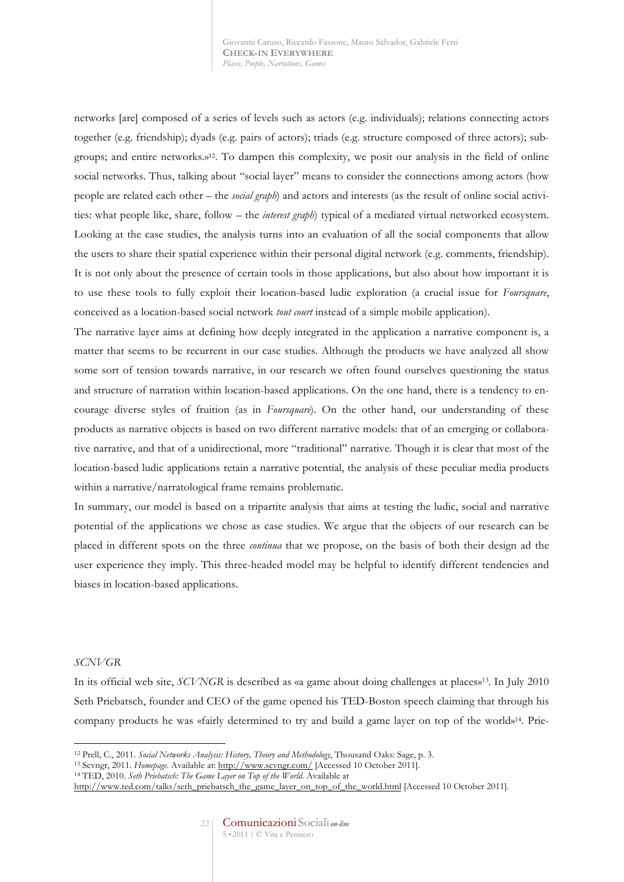networks [are] composed of a series of levels such as actors (e.g. individuals); relations connecting actors together (e.g. friendship); dyads (e.g. pairs of actors); triads (e.g. structure composed of three actors); subgroups; and entire networks.»[12]. To dampen this complexity, we posit our analysis in the field of online social networks. Thus, talking about "social layer" means to consider the connections among actors (how people are related each other – the *social graph*) and actors and interests (as the result of online social activities: what people like, share, follow – the *interest graph*) typical of a mediated virtual networked ecosystem. Looking at the case studies, the analysis turns into an evaluation of all the social components that allow the users to share their spatial experience within their personal digital network (e.g. comments, friendship). It is not only about the presence of certain tools in those applications, but also about how important it is to use these tools to fully exploit their location-based ludic exploration (a crucial issue for *Foursquare*, conceived as a location-based social network *tout court* instead of a simple mobile application).

The narrative layer aims at defining how deeply integrated in the application a narrative component is, a matter that seems to be recurrent in our case studies. Although the products we have analyzed all show some sort of tension towards narrative, in our research we often found ourselves questioning the status and structure of narration within location-based applications. On the one hand, there is a tendency to encourage diverse styles of fruition (as in *Foursquare*). On the other hand, our understanding of these products as narrative objects is based on two different narrative models: that of an emerging or collaborative narrative, and that of a unidirectional, more "traditional" narrative. Though it is clear that most of the location-based ludic applications retain a narrative potential, the analysis of these peculiar media products within a narrative/narratological frame remains problematic.

In summary, our model is based on a tripartite analysis that aims at testing the ludic, social and narrative potential of the applications we chose as case studies. We argue that the objects of our research can be placed in different spots on the three *continua* that we propose, on the basis of both their design ad the user experience they imply. This three-headed model may be helpful to identify different tendencies and biases in location-based applications.

### *SCNVGR*

In its official web site, *SCVNGR* is described as «a game about doing challenges at places»[13]. In July 2010 Seth Priebatsch, founder and CEO of the game opened his TED-Boston speech claiming that through his company products he was «fairly determined to try and build a game layer on top of the world»[14]. Prie-

---

[12] Prell, C., 2011. *Social Networks Analysis: History, Theory and Methodology*, Thousand Oaks: Sage, p. 3.

[13] Scvngr, 2011. *Homepage*. Available at: http://www.scvngr.com/ [Accessed 10 October 2011].

[14] TED, 2010. *Seth Priebatsch: The Game Layer on Top of the World*. Available at http://www.ted.com/talks/seth_priebatsch_the_game_layer_on_top_of_the_world.html [Accessed 10 October 2011].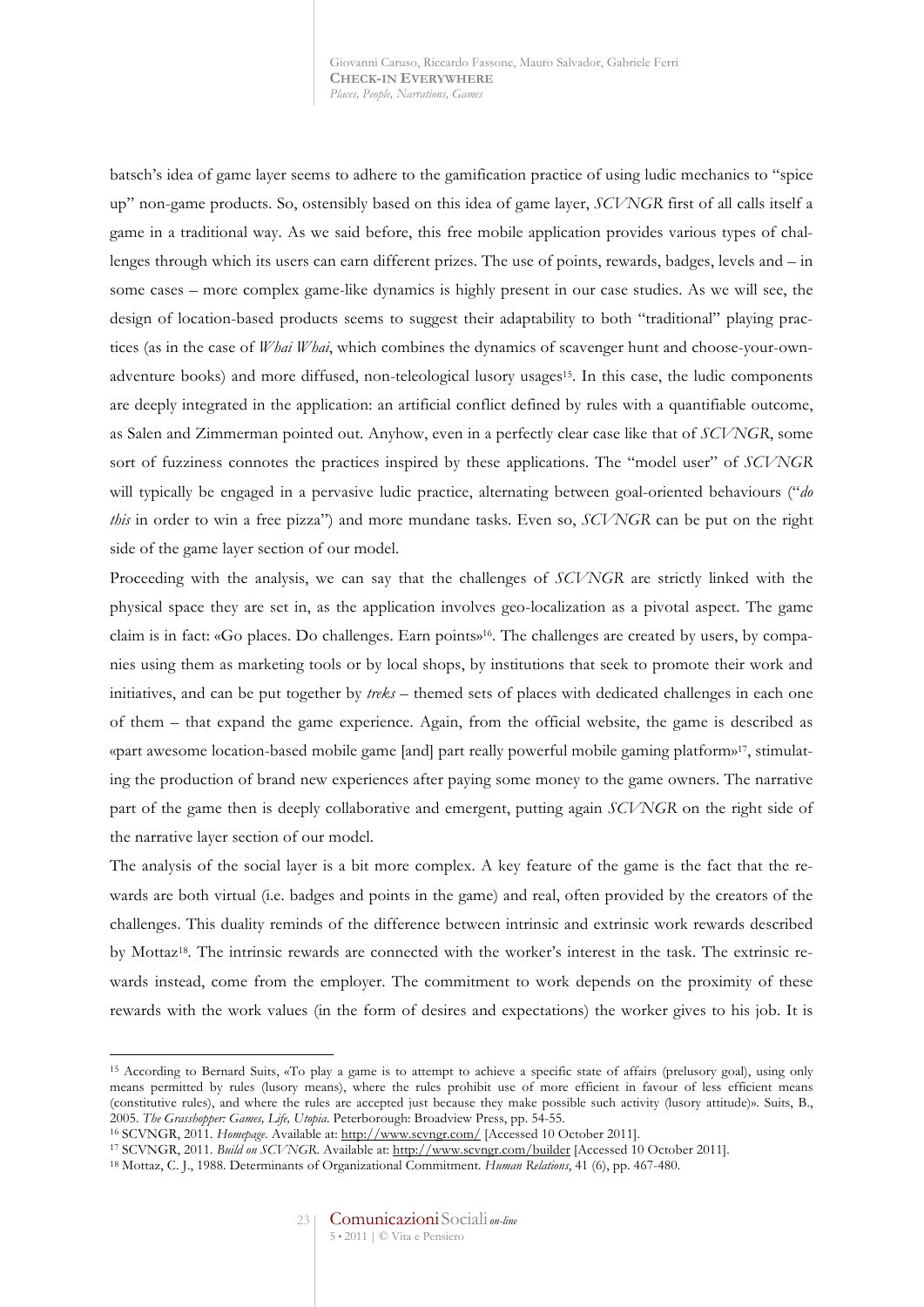batsch's idea of game layer seems to adhere to the gamification practice of using ludic mechanics to "spice up" non-game products. So, ostensibly based on this idea of game layer, *SCVNGR* first of all calls itself a game in a traditional way. As we said before, this free mobile application provides various types of challenges through which its users can earn different prizes. The use of points, rewards, badges, levels and – in some cases – more complex game-like dynamics is highly present in our case studies. As we will see, the design of location-based products seems to suggest their adaptability to both "traditional" playing practices (as in the case of *Whai Whai*, which combines the dynamics of scavenger hunt and choose-your-own-adventure books) and more diffused, non-teleological lusory usages[15]. In this case, the ludic components are deeply integrated in the application: an artificial conflict defined by rules with a quantifiable outcome, as Salen and Zimmerman pointed out. Anyhow, even in a perfectly clear case like that of *SCVNGR*, some sort of fuzziness connotes the practices inspired by these applications. The "model user" of *SCVNGR* will typically be engaged in a pervasive ludic practice, alternating between goal-oriented behaviours ("*do this* in order to win a free pizza") and more mundane tasks. Even so, *SCVNGR* can be put on the right side of the game layer section of our model.

Proceeding with the analysis, we can say that the challenges of *SCVNGR* are strictly linked with the physical space they are set in, as the application involves geo-localization as a pivotal aspect. The game claim is in fact: «Go places. Do challenges. Earn points»[16]. The challenges are created by users, by companies using them as marketing tools or by local shops, by institutions that seek to promote their work and initiatives, and can be put together by *treks* – themed sets of places with dedicated challenges in each one of them – that expand the game experience. Again, from the official website, the game is described as «part awesome location-based mobile game [and] part really powerful mobile gaming platform»[17], stimulating the production of brand new experiences after paying some money to the game owners. The narrative part of the game then is deeply collaborative and emergent, putting again *SCVNGR* on the right side of the narrative layer section of our model.

The analysis of the social layer is a bit more complex. A key feature of the game is the fact that the rewards are both virtual (i.e. badges and points in the game) and real, often provided by the creators of the challenges. This duality reminds of the difference between intrinsic and extrinsic work rewards described by Mottaz[18]. The intrinsic rewards are connected with the worker's interest in the task. The extrinsic rewards instead, come from the employer. The commitment to work depends on the proximity of these rewards with the work values (in the form of desires and expectations) the worker gives to his job. It is

---

[15] According to Bernard Suits, «To play a game is to attempt to achieve a specific state of affairs (prelusory goal), using only means permitted by rules (lusory means), where the rules prohibit use of more efficient in favour of less efficient means (constitutive rules), and where the rules are accepted just because they make possible such activity (lusory attitude)». Suits, B., 2005. *The Grasshopper: Games, Life, Utopia*. Peterborough: Broadview Press, pp. 54-55.

[16] SCVNGR, 2011. *Homepage*. Available at: http://www.scvngr.com/ [Accessed 10 October 2011].

[17] SCVNGR, 2011. *Build on SCVNGR*. Available at: http://www.scvngr.com/builder [Accessed 10 October 2011].

[18] Mottaz, C. J., 1988. Determinants of Organizational Commitment. *Human Relations*, 41 (6), pp. 467-480.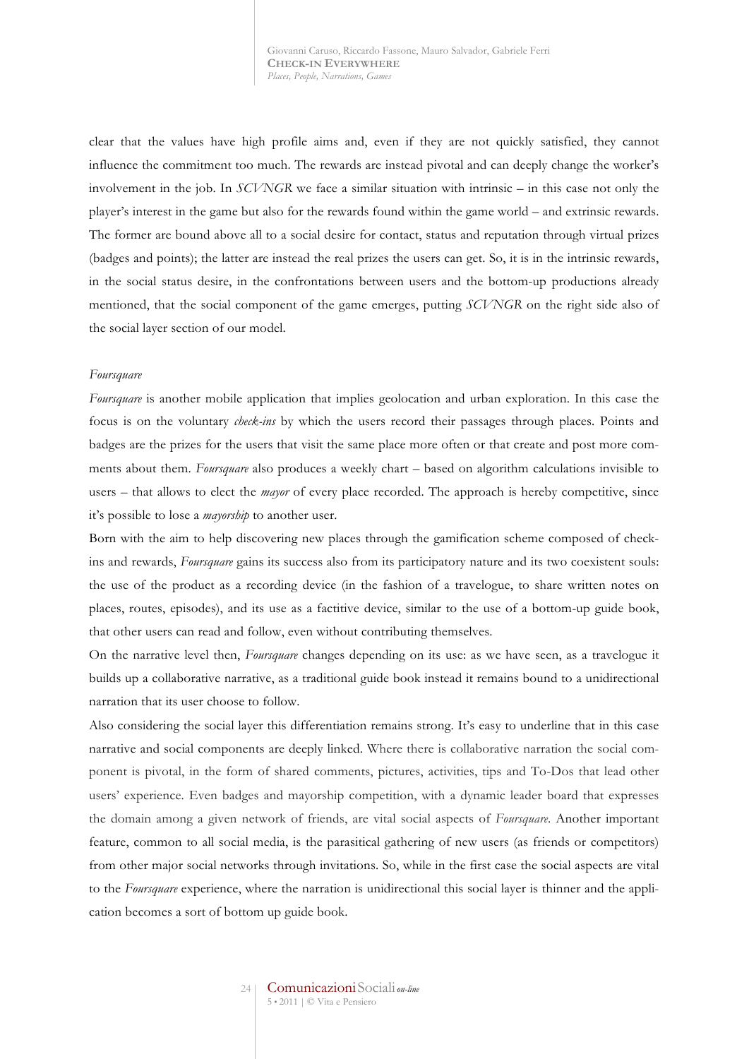clear that the values have high profile aims and, even if they are not quickly satisfied, they cannot influence the commitment too much. The rewards are instead pivotal and can deeply change the worker's involvement in the job. In *SCVNGR* we face a similar situation with intrinsic – in this case not only the player's interest in the game but also for the rewards found within the game world – and extrinsic rewards. The former are bound above all to a social desire for contact, status and reputation through virtual prizes (badges and points); the latter are instead the real prizes the users can get. So, it is in the intrinsic rewards, in the social status desire, in the confrontations between users and the bottom-up productions already mentioned, that the social component of the game emerges, putting *SCVNGR* on the right side also of the social layer section of our model.

*Foursquare*

*Foursquare* is another mobile application that implies geolocation and urban exploration. In this case the focus is on the voluntary *check-ins* by which the users record their passages through places. Points and badges are the prizes for the users that visit the same place more often or that create and post more comments about them. *Foursquare* also produces a weekly chart – based on algorithm calculations invisible to users – that allows to elect the *mayor* of every place recorded. The approach is hereby competitive, since it's possible to lose a *mayorship* to another user.

Born with the aim to help discovering new places through the gamification scheme composed of check-ins and rewards, *Foursquare* gains its success also from its participatory nature and its two coexistent souls: the use of the product as a recording device (in the fashion of a travelogue, to share written notes on places, routes, episodes), and its use as a factitive device, similar to the use of a bottom-up guide book, that other users can read and follow, even without contributing themselves.

On the narrative level then, *Foursquare* changes depending on its use: as we have seen, as a travelogue it builds up a collaborative narrative, as a traditional guide book instead it remains bound to a unidirectional narration that its user choose to follow.

Also considering the social layer this differentiation remains strong. It's easy to underline that in this case narrative and social components are deeply linked. Where there is collaborative narration the social component is pivotal, in the form of shared comments, pictures, activities, tips and To-Dos that lead other users' experience. Even badges and mayorship competition, with a dynamic leader board that expresses the domain among a given network of friends, are vital social aspects of *Foursquare*. Another important feature, common to all social media, is the parasitical gathering of new users (as friends or competitors) from other major social networks through invitations. So, while in the first case the social aspects are vital to the *Foursquare* experience, where the narration is unidirectional this social layer is thinner and the application becomes a sort of bottom up guide book.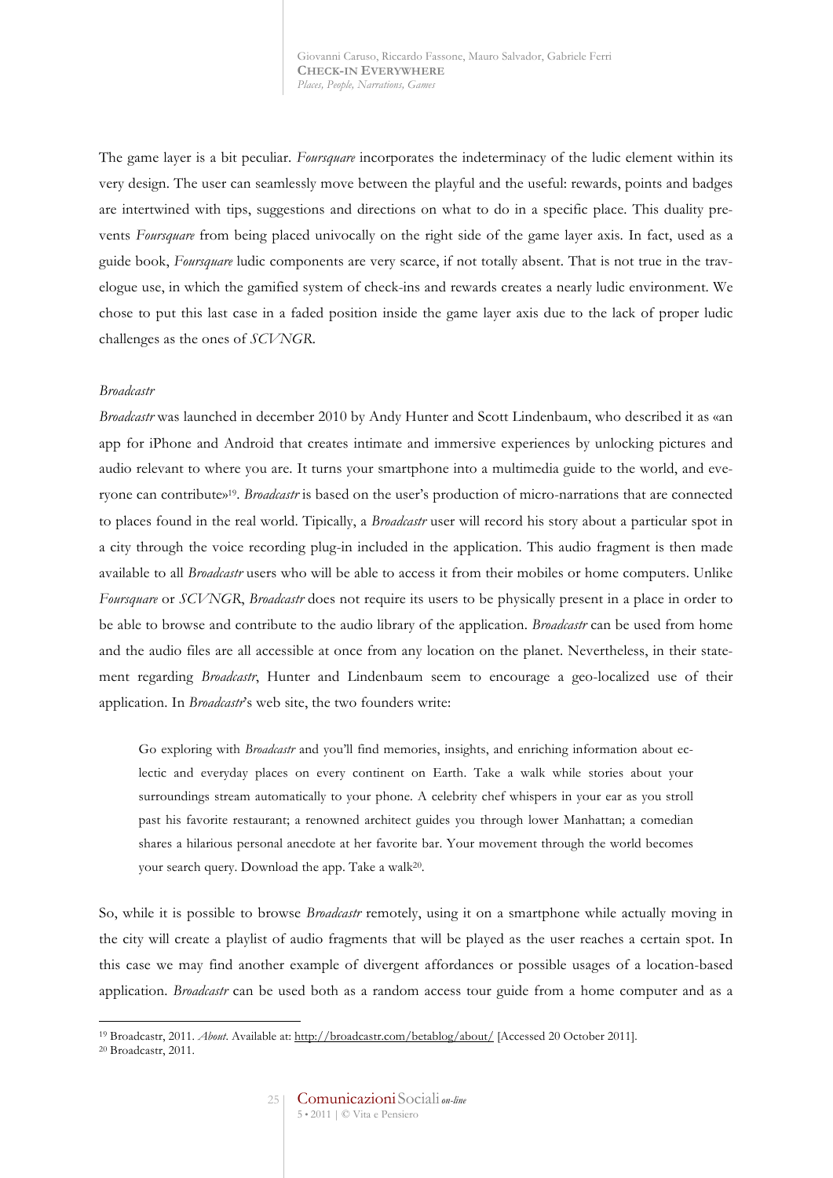The game layer is a bit peculiar. *Foursquare* incorporates the indeterminacy of the ludic element within its very design. The user can seamlessly move between the playful and the useful: rewards, points and badges are intertwined with tips, suggestions and directions on what to do in a specific place. This duality prevents *Foursquare* from being placed univocally on the right side of the game layer axis. In fact, used as a guide book, *Foursquare* ludic components are very scarce, if not totally absent. That is not true in the travelogue use, in which the gamified system of check-ins and rewards creates a nearly ludic environment. We chose to put this last case in a faded position inside the game layer axis due to the lack of proper ludic challenges as the ones of *SCVNGR*.

*Broadcastr*

*Broadcastr* was launched in december 2010 by Andy Hunter and Scott Lindenbaum, who described it as «an app for iPhone and Android that creates intimate and immersive experiences by unlocking pictures and audio relevant to where you are. It turns your smartphone into a multimedia guide to the world, and everyone can contribute»[19]. *Broadcastr* is based on the user's production of micro-narrations that are connected to places found in the real world. Tipically, a *Broadcastr* user will record his story about a particular spot in a city through the voice recording plug-in included in the application. This audio fragment is then made available to all *Broadcastr* users who will be able to access it from their mobiles or home computers. Unlike *Foursquare* or *SCVNGR*, *Broadcastr* does not require its users to be physically present in a place in order to be able to browse and contribute to the audio library of the application. *Broadcastr* can be used from home and the audio files are all accessible at once from any location on the planet. Nevertheless, in their statement regarding *Broadcastr*, Hunter and Lindenbaum seem to encourage a geo-localized use of their application. In *Broadcastr*'s web site, the two founders write:

> Go exploring with *Broadcastr* and you'll find memories, insights, and enriching information about eclectic and everyday places on every continent on Earth. Take a walk while stories about your surroundings stream automatically to your phone. A celebrity chef whispers in your ear as you stroll past his favorite restaurant; a renowned architect guides you through lower Manhattan; a comedian shares a hilarious personal anecdote at her favorite bar. Your movement through the world becomes your search query. Download the app. Take a walk[20].

So, while it is possible to browse *Broadcastr* remotely, using it on a smartphone while actually moving in the city will create a playlist of audio fragments that will be played as the user reaches a certain spot. In this case we may find another example of divergent affordances or possible usages of a location-based application. *Broadcastr* can be used both as a random access tour guide from a home computer and as a

---

[19] Broadcastr, 2011. *About*. Available at: http://broadcastr.com/betablog/about/ [Accessed 20 October 2011].

[20] Broadcastr, 2011.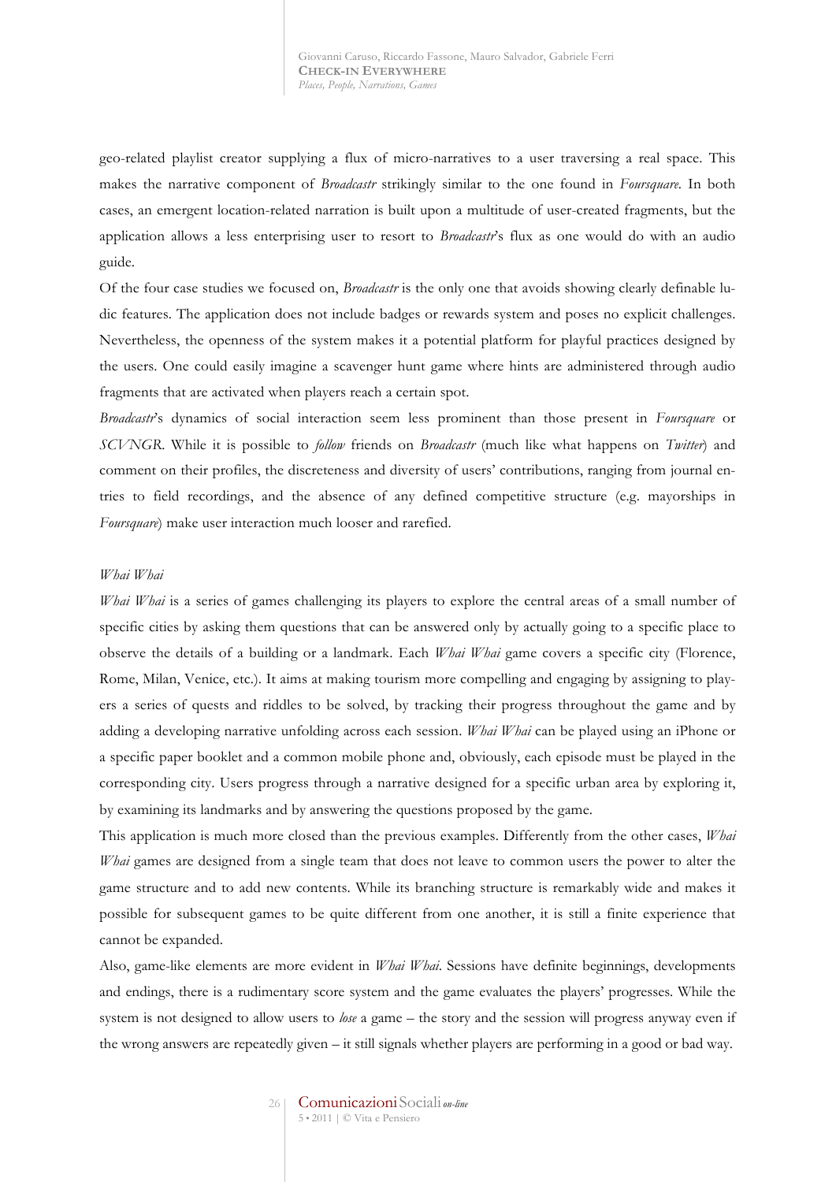geo-related playlist creator supplying a flux of micro-narratives to a user traversing a real space. This makes the narrative component of *Broadcastr* strikingly similar to the one found in *Foursquare*. In both cases, an emergent location-related narration is built upon a multitude of user-created fragments, but the application allows a less enterprising user to resort to *Broadcastr*'s flux as one would do with an audio guide.

Of the four case studies we focused on, *Broadcastr* is the only one that avoids showing clearly definable ludic features. The application does not include badges or rewards system and poses no explicit challenges. Nevertheless, the openness of the system makes it a potential platform for playful practices designed by the users. One could easily imagine a scavenger hunt game where hints are administered through audio fragments that are activated when players reach a certain spot.

*Broadcastr*'s dynamics of social interaction seem less prominent than those present in *Foursquare* or *SCVNGR*. While it is possible to *follow* friends on *Broadcastr* (much like what happens on *Twitter*) and comment on their profiles, the discreteness and diversity of users' contributions, ranging from journal entries to field recordings, and the absence of any defined competitive structure (e.g. mayorships in *Foursquare*) make user interaction much looser and rarefied.

### *Whai Whai*

*Whai Whai* is a series of games challenging its players to explore the central areas of a small number of specific cities by asking them questions that can be answered only by actually going to a specific place to observe the details of a building or a landmark. Each *Whai Whai* game covers a specific city (Florence, Rome, Milan, Venice, etc.). It aims at making tourism more compelling and engaging by assigning to players a series of quests and riddles to be solved, by tracking their progress throughout the game and by adding a developing narrative unfolding across each session. *Whai Whai* can be played using an iPhone or a specific paper booklet and a common mobile phone and, obviously, each episode must be played in the corresponding city. Users progress through a narrative designed for a specific urban area by exploring it, by examining its landmarks and by answering the questions proposed by the game.

This application is much more closed than the previous examples. Differently from the other cases, *Whai Whai* games are designed from a single team that does not leave to common users the power to alter the game structure and to add new contents. While its branching structure is remarkably wide and makes it possible for subsequent games to be quite different from one another, it is still a finite experience that cannot be expanded.

Also, game-like elements are more evident in *Whai Whai*. Sessions have definite beginnings, developments and endings, there is a rudimentary score system and the game evaluates the players' progresses. While the system is not designed to allow users to *lose* a game – the story and the session will progress anyway even if the wrong answers are repeatedly given – it still signals whether players are performing in a good or bad way.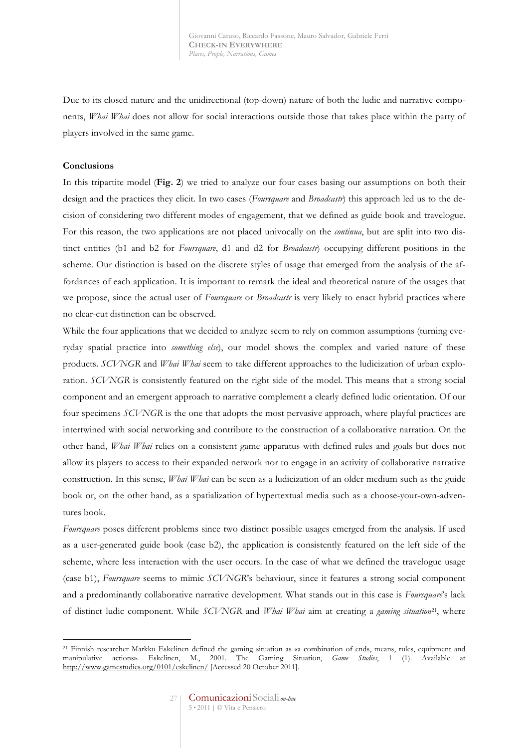Due to its closed nature and the unidirectional (top-down) nature of both the ludic and narrative components, *Whai Whai* does not allow for social interactions outside those that takes place within the party of players involved in the same game.

**Conclusions**

In this tripartite model (**Fig. 2**) we tried to analyze our four cases basing our assumptions on both their design and the practices they elicit. In two cases (*Foursquare* and *Broadcastr*) this approach led us to the decision of considering two different modes of engagement, that we defined as guide book and travelogue. For this reason, the two applications are not placed univocally on the *continua*, but are split into two distinct entities (b1 and b2 for *Foursquare*, d1 and d2 for *Broadcastr*) occupying different positions in the scheme. Our distinction is based on the discrete styles of usage that emerged from the analysis of the affordances of each application. It is important to remark the ideal and theoretical nature of the usages that we propose, since the actual user of *Foursquare* or *Broadcastr* is very likely to enact hybrid practices where no clear-cut distinction can be observed.

While the four applications that we decided to analyze seem to rely on common assumptions (turning everyday spatial practice into *something else*), our model shows the complex and varied nature of these products. *SCVNGR* and *Whai Whai* seem to take different approaches to the ludicization of urban exploration. *SCVNGR* is consistently featured on the right side of the model. This means that a strong social component and an emergent approach to narrative complement a clearly defined ludic orientation. Of our four specimens *SCVNGR* is the one that adopts the most pervasive approach, where playful practices are intertwined with social networking and contribute to the construction of a collaborative narration. On the other hand, *Whai Whai* relies on a consistent game apparatus with defined rules and goals but does not allow its players to access to their expanded network nor to engage in an activity of collaborative narrative construction. In this sense, *Whai Whai* can be seen as a ludicization of an older medium such as the guide book or, on the other hand, as a spatialization of hypertextual media such as a choose-your-own-adventures book.

*Foursquare* poses different problems since two distinct possible usages emerged from the analysis. If used as a user-generated guide book (case b2), the application is consistently featured on the left side of the scheme, where less interaction with the user occurs. In the case of what we defined the travelogue usage (case b1), *Foursquare* seems to mimic *SCVNGR*'s behaviour, since it features a strong social component and a predominantly collaborative narrative development. What stands out in this case is *Foursquare*'s lack of distinct ludic component. While *SCVNGR* and *Whai Whai* aim at creating a *gaming situation*[21], where

[21] Finnish researcher Markku Eskelinen defined the gaming situation as «a combination of ends, means, rules, equipment and manipulative actions». Eskelinen, M., 2001. The Gaming Situation, *Game Studies*, 1 (1). Available at http://www.gamestudies.org/0101/eskelinen/ [Accessed 20 October 2011].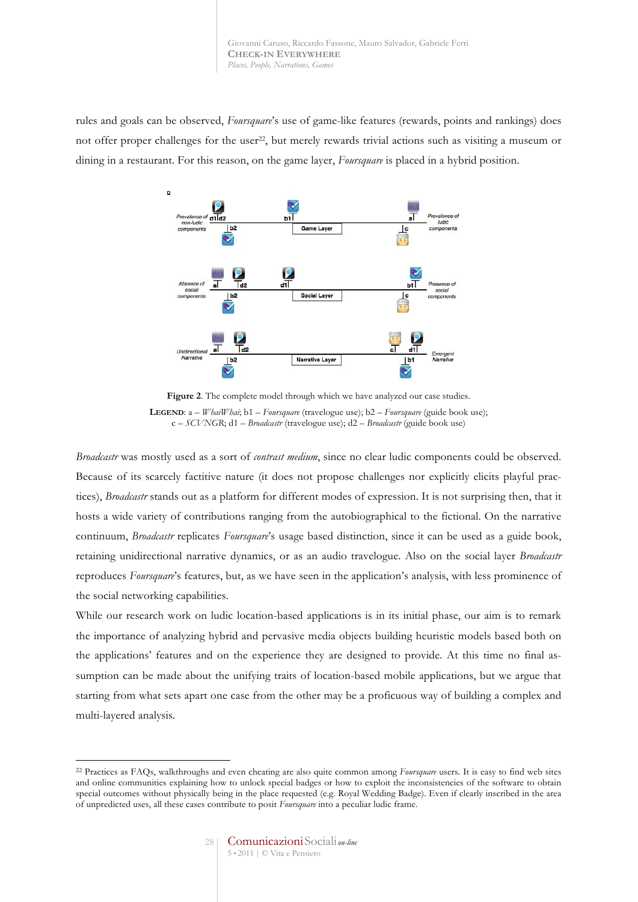rules and goals can be observed, *Foursquare*'s use of game-like features (rewards, points and rankings) does not offer proper challenges for the user[22], but merely rewards trivial actions such as visiting a museum or dining in a restaurant. For this reason, on the game layer, *Foursquare* is placed in a hybrid position.

Provalence of non-ludic components
d1 d2
b2
b1
Game Layer
a
c
Provalence of ludic components

Absence of social components
a
d2
b2
d1
Social Layer
b1
c
Presence of social components

Unidirectional Narrative
a
d2
b2
Narrative Layer
c
d1
b1
Emergent Narrative

**Figure 2**. The complete model through which we have analyzed our case studies.

**LEGEND**: a – *WhaiWhai*; b1 – *Foursquare* (travelogue use); b2 – *Foursquare* (guide book use); c – *SCVNGR*; d1 – *Broadcastr* (travelogue use); d2 – *Broadcastr* (guide book use)

*Broadcastr* was mostly used as a sort of *contrast medium*, since no clear ludic components could be observed. Because of its scarcely factitive nature (it does not propose challenges nor explicitly elicits playful practices), *Broadcastr* stands out as a platform for different modes of expression. It is not surprising then, that it hosts a wide variety of contributions ranging from the autobiographical to the fictional. On the narrative continuum, *Broadcastr* replicates *Foursquare*'s usage based distinction, since it can be used as a guide book, retaining unidirectional narrative dynamics, or as an audio travelogue. Also on the social layer *Broadcastr* reproduces *Foursquare*'s features, but, as we have seen in the application's analysis, with less prominence of the social networking capabilities.

While our research work on ludic location-based applications is in its initial phase, our aim is to remark the importance of analyzing hybrid and pervasive media objects building heuristic models based both on the applications' features and on the experience they are designed to provide. At this time no final assumption can be made about the unifying traits of location-based mobile applications, but we argue that starting from what sets apart one case from the other may be a proficuous way of building a complex and multi-layered analysis.

[22] Practices as FAQs, walkthroughs and even cheating are also quite common among *Foursquare* users. It is easy to find web sites and online communities explaining how to unlock special badges or how to exploit the inconsistencies of the software to obtain special outcomes without physically being in the place requested (e.g. Royal Wedding Badge). Even if clearly inscribed in the area of unpredicted uses, all these cases contribute to posit *Foursquare* into a peculiar ludic frame.